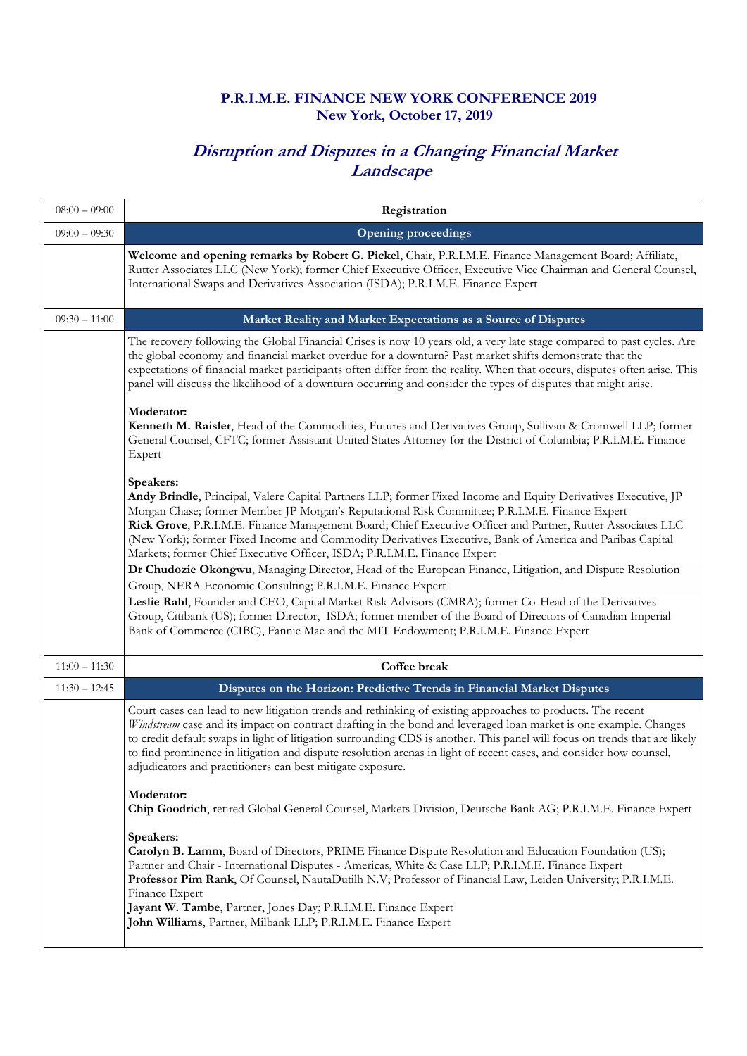# P.R.I.M.E. FINANCE NEW YORK CONFERENCE 2019
## New York, October 17, 2019

## *Disruption and Disputes in a Changing Financial Market Landscape*

| | |
|---|---|
| 08:00 – 09:00 | **Registration** |
| 09:00 – 09:30 | **Opening proceedings** |
| | **Welcome and opening remarks by Robert G. Pickel**, Chair, P.R.I.M.E. Finance Management Board; Affiliate, Rutter Associates LLC (New York); former Chief Executive Officer, Executive Vice Chairman and General Counsel, International Swaps and Derivatives Association (ISDA); P.R.I.M.E. Finance Expert |
| 09:30 – 11:00 | **Market Reality and Market Expectations as a Source of Disputes** |
| | The recovery following the Global Financial Crises is now 10 years old, a very late stage compared to past cycles. Are the global economy and financial market overdue for a downturn? Past market shifts demonstrate that the expectations of financial market participants often differ from the reality. When that occurs, disputes often arise. This panel will discuss the likelihood of a downturn occurring and consider the types of disputes that might arise.<br><br>**Moderator:**<br>**Kenneth M. Raisler**, Head of the Commodities, Futures and Derivatives Group, Sullivan & Cromwell LLP; former General Counsel, CFTC; former Assistant United States Attorney for the District of Columbia; P.R.I.M.E. Finance Expert<br><br>**Speakers:**<br>**Andy Brindle**, Principal, Valere Capital Partners LLP; former Fixed Income and Equity Derivatives Executive, JP Morgan Chase; former Member JP Morgan's Reputational Risk Committee; P.R.I.M.E. Finance Expert<br>**Rick Grove**, P.R.I.M.E. Finance Management Board; Chief Executive Officer and Partner, Rutter Associates LLC (New York); former Fixed Income and Commodity Derivatives Executive, Bank of America and Paribas Capital Markets; former Chief Executive Officer, ISDA; P.R.I.M.E. Finance Expert<br>**Dr Chudozie Okongwu**, Managing Director, Head of the European Finance, Litigation, and Dispute Resolution Group, NERA Economic Consulting; P.R.I.M.E. Finance Expert<br>**Leslie Rahl**, Founder and CEO, Capital Market Risk Advisors (CMRA); former Co-Head of the Derivatives Group, Citibank (US); former Director, ISDA; former member of the Board of Directors of Canadian Imperial Bank of Commerce (CIBC), Fannie Mae and the MIT Endowment; P.R.I.M.E. Finance Expert |
| 11:00 – 11:30 | **Coffee break** |
| 11:30 – 12:45 | **Disputes on the Horizon: Predictive Trends in Financial Market Disputes** |
| | Court cases can lead to new litigation trends and rethinking of existing approaches to products. The recent *Windstream* case and its impact on contract drafting in the bond and leveraged loan market is one example. Changes to credit default swaps in light of litigation surrounding CDS is another. This panel will focus on trends that are likely to find prominence in litigation and dispute resolution arenas in light of recent cases, and consider how counsel, adjudicators and practitioners can best mitigate exposure.<br><br>**Moderator:**<br>**Chip Goodrich**, retired Global General Counsel, Markets Division, Deutsche Bank AG; P.R.I.M.E. Finance Expert<br><br>**Speakers:**<br>**Carolyn B. Lamm**, Board of Directors, PRIME Finance Dispute Resolution and Education Foundation (US); Partner and Chair - International Disputes - Americas, White & Case LLP; P.R.I.M.E. Finance Expert<br>**Professor Pim Rank**, Of Counsel, NautaDutilh N.V; Professor of Financial Law, Leiden University; P.R.I.M.E. Finance Expert<br>**Jayant W. Tambe**, Partner, Jones Day; P.R.I.M.E. Finance Expert<br>**John Williams**, Partner, Milbank LLP; P.R.I.M.E. Finance Expert |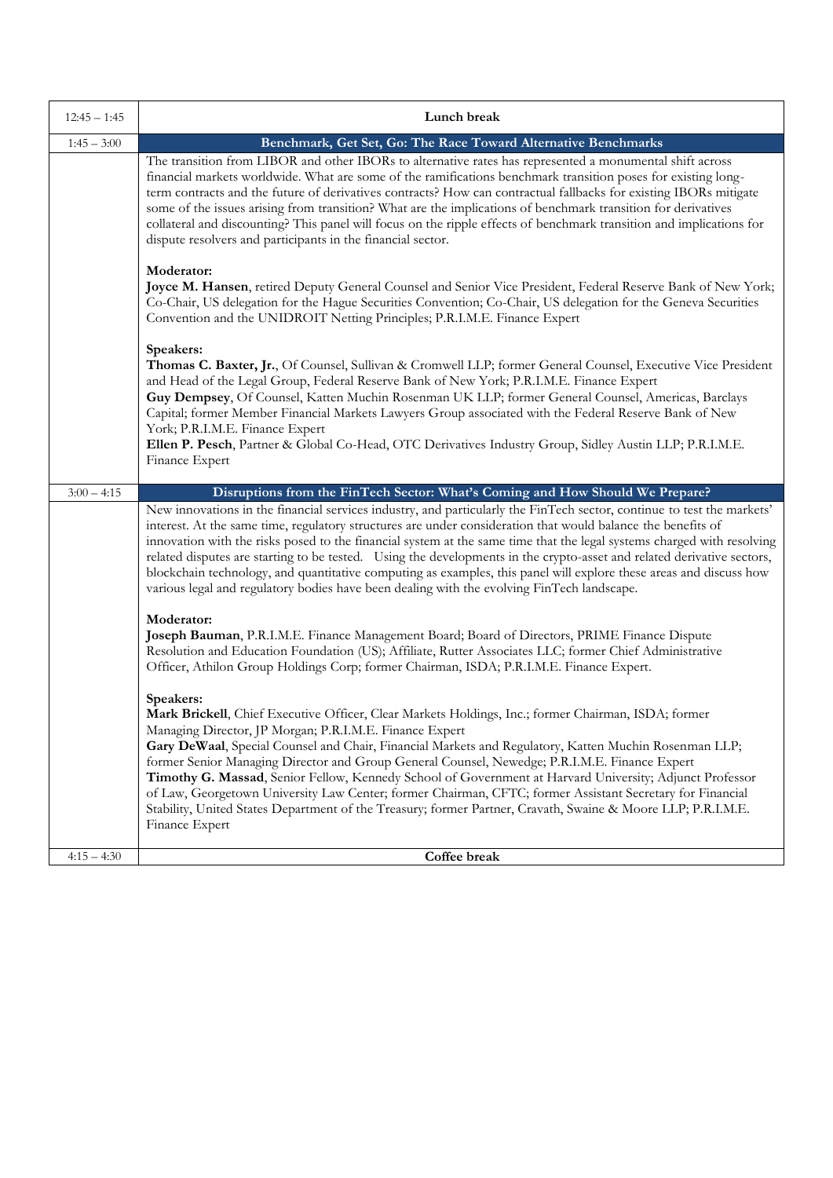| | |
|---|---|
| 12:45 – 1:45 | **Lunch break** |
| 1:45 – 3:00 | **Benchmark, Get Set, Go: The Race Toward Alternative Benchmarks** |
| | The transition from LIBOR and other IBORs to alternative rates has represented a monumental shift across financial markets worldwide. What are some of the ramifications benchmark transition poses for existing long-term contracts and the future of derivatives contracts? How can contractual fallbacks for existing IBORs mitigate some of the issues arising from transition? What are the implications of benchmark transition for derivatives collateral and discounting? This panel will focus on the ripple effects of benchmark transition and implications for dispute resolvers and participants in the financial sector.<br><br>**Moderator:**<br>**Joyce M. Hansen**, retired Deputy General Counsel and Senior Vice President, Federal Reserve Bank of New York; Co-Chair, US delegation for the Hague Securities Convention; Co-Chair, US delegation for the Geneva Securities Convention and the UNIDROIT Netting Principles; P.R.I.M.E. Finance Expert<br><br>**Speakers:**<br>**Thomas C. Baxter, Jr.**, Of Counsel, Sullivan & Cromwell LLP; former General Counsel, Executive Vice President and Head of the Legal Group, Federal Reserve Bank of New York; P.R.I.M.E. Finance Expert<br>**Guy Dempsey**, Of Counsel, Katten Muchin Rosenman UK LLP; former General Counsel, Americas, Barclays Capital; former Member Financial Markets Lawyers Group associated with the Federal Reserve Bank of New York; P.R.I.M.E. Finance Expert<br>**Ellen P. Pesch**, Partner & Global Co-Head, OTC Derivatives Industry Group, Sidley Austin LLP; P.R.I.M.E. Finance Expert |
| 3:00 – 4:15 | **Disruptions from the FinTech Sector: What's Coming and How Should We Prepare?** |
| | New innovations in the financial services industry, and particularly the FinTech sector, continue to test the markets' interest. At the same time, regulatory structures are under consideration that would balance the benefits of innovation with the risks posed to the financial system at the same time that the legal systems charged with resolving related disputes are starting to be tested. Using the developments in the crypto-asset and related derivative sectors, blockchain technology, and quantitative computing as examples, this panel will explore these areas and discuss how various legal and regulatory bodies have been dealing with the evolving FinTech landscape.<br><br>**Moderator:**<br>**Joseph Bauman**, P.R.I.M.E. Finance Management Board; Board of Directors, PRIME Finance Dispute Resolution and Education Foundation (US); Affiliate, Rutter Associates LLC; former Chief Administrative Officer, Athilon Group Holdings Corp; former Chairman, ISDA; P.R.I.M.E. Finance Expert.<br><br>**Speakers:**<br>**Mark Brickell**, Chief Executive Officer, Clear Markets Holdings, Inc.; former Chairman, ISDA; former Managing Director, JP Morgan; P.R.I.M.E. Finance Expert<br>**Gary DeWaal**, Special Counsel and Chair, Financial Markets and Regulatory, Katten Muchin Rosenman LLP; former Senior Managing Director and Group General Counsel, Newedge; P.R.I.M.E. Finance Expert<br>**Timothy G. Massad**, Senior Fellow, Kennedy School of Government at Harvard University; Adjunct Professor of Law, Georgetown University Law Center; former Chairman, CFTC; former Assistant Secretary for Financial Stability, United States Department of the Treasury; former Partner, Cravath, Swaine & Moore LLP; P.R.I.M.E. Finance Expert |
| 4:15 – 4:30 | **Coffee break** |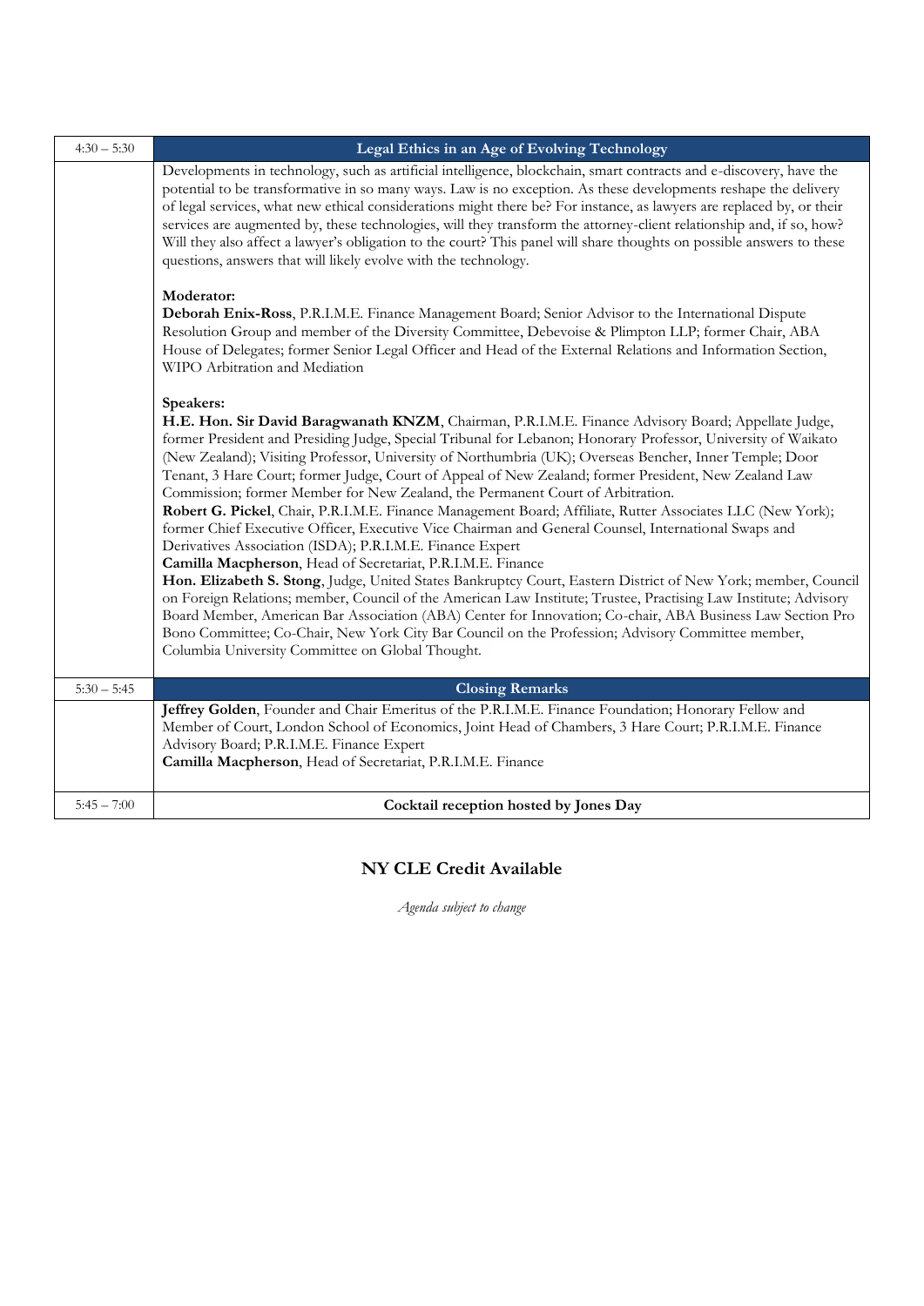| | |
|---|---|
| 4:30 – 5:30 | **Legal Ethics in an Age of Evolving Technology** |
| | Developments in technology, such as artificial intelligence, blockchain, smart contracts and e-discovery, have the potential to be transformative in so many ways. Law is no exception. As these developments reshape the delivery of legal services, what new ethical considerations might there be? For instance, as lawyers are replaced by, or their services are augmented by, these technologies, will they transform the attorney-client relationship and, if so, how? Will they also affect a lawyer's obligation to the court? This panel will share thoughts on possible answers to these questions, answers that will likely evolve with the technology.<br><br>**Moderator:**<br>**Deborah Enix-Ross**, P.R.I.M.E. Finance Management Board; Senior Advisor to the International Dispute Resolution Group and member of the Diversity Committee, Debevoise & Plimpton LLP; former Chair, ABA House of Delegates; former Senior Legal Officer and Head of the External Relations and Information Section, WIPO Arbitration and Mediation<br><br>**Speakers:**<br>**H.E. Hon. Sir David Baragwanath KNZM**, Chairman, P.R.I.M.E. Finance Advisory Board; Appellate Judge, former President and Presiding Judge, Special Tribunal for Lebanon; Honorary Professor, University of Waikato (New Zealand); Visiting Professor, University of Northumbria (UK); Overseas Bencher, Inner Temple; Door Tenant, 3 Hare Court; former Judge, Court of Appeal of New Zealand; former President, New Zealand Law Commission; former Member for New Zealand, the Permanent Court of Arbitration.<br>**Robert G. Pickel**, Chair, P.R.I.M.E. Finance Management Board; Affiliate, Rutter Associates LLC (New York); former Chief Executive Officer, Executive Vice Chairman and General Counsel, International Swaps and Derivatives Association (ISDA); P.R.I.M.E. Finance Expert<br>**Camilla Macpherson**, Head of Secretariat, P.R.I.M.E. Finance<br>**Hon. Elizabeth S. Stong**, Judge, United States Bankruptcy Court, Eastern District of New York; member, Council on Foreign Relations; member, Council of the American Law Institute; Trustee, Practising Law Institute; Advisory Board Member, American Bar Association (ABA) Center for Innovation; Co-chair, ABA Business Law Section Pro Bono Committee; Co-Chair, New York City Bar Council on the Profession; Advisory Committee member, Columbia University Committee on Global Thought. |
| 5:30 – 5:45 | **Closing Remarks** |
| | **Jeffrey Golden**, Founder and Chair Emeritus of the P.R.I.M.E. Finance Foundation; Honorary Fellow and Member of Court, London School of Economics, Joint Head of Chambers, 3 Hare Court; P.R.I.M.E. Finance Advisory Board; P.R.I.M.E. Finance Expert<br>**Camilla Macpherson**, Head of Secretariat, P.R.I.M.E. Finance |
| 5:45 – 7:00 | **Cocktail reception hosted by Jones Day** |

**NY CLE Credit Available**

*Agenda subject to change*